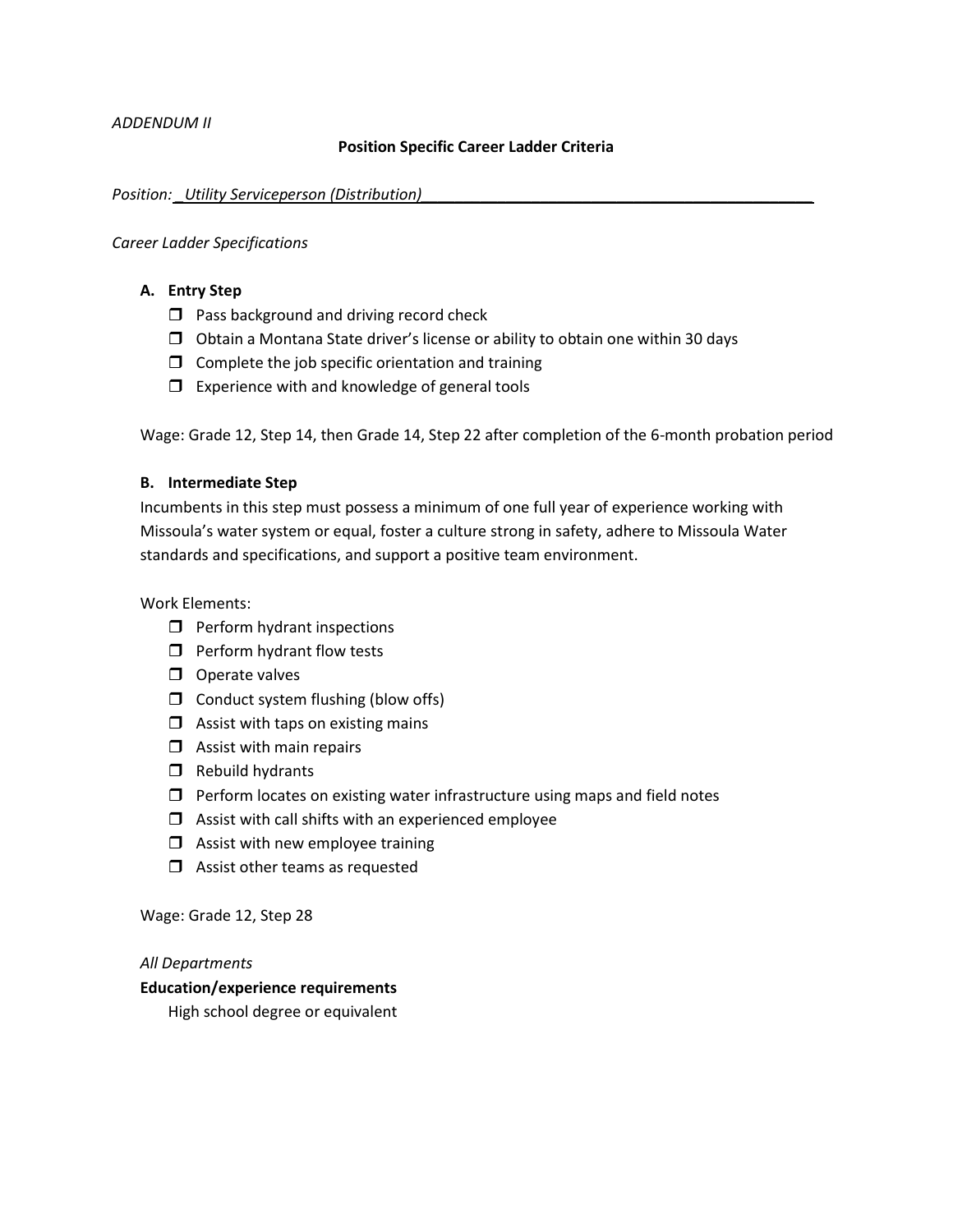*ADDENDUM II*

**Position Specific Career Ladder Criteria**

*Position: \_Utility Serviceperson (Distribution)\_*

*Career Ladder Specifications*

**A. Entry Step**

- ☐ Pass background and driving record check
- ☐ Obtain a Montana State driver's license or ability to obtain one within 30 days
- ☐ Complete the job specific orientation and training
- ☐ Experience with and knowledge of general tools

Wage: Grade 12, Step 14, then Grade 14, Step 22 after completion of the 6-month probation period

**B. Intermediate Step**

Incumbents in this step must possess a minimum of one full year of experience working with Missoula's water system or equal, foster a culture strong in safety, adhere to Missoula Water standards and specifications, and support a positive team environment.

Work Elements:

- ☐ Perform hydrant inspections
- ☐ Perform hydrant flow tests
- ☐ Operate valves
- ☐ Conduct system flushing (blow offs)
- ☐ Assist with taps on existing mains
- ☐ Assist with main repairs
- ☐ Rebuild hydrants
- ☐ Perform locates on existing water infrastructure using maps and field notes
- ☐ Assist with call shifts with an experienced employee
- ☐ Assist with new employee training
- ☐ Assist other teams as requested

Wage: Grade 12, Step 28

*All Departments*

**Education/experience requirements**

High school degree or equivalent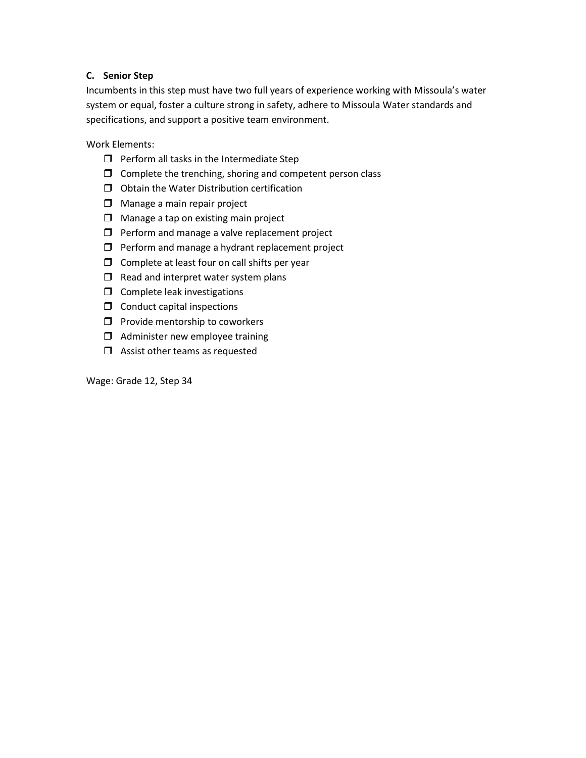### C. Senior Step

Incumbents in this step must have two full years of experience working with Missoula's water system or equal, foster a culture strong in safety, adhere to Missoula Water standards and specifications, and support a positive team environment.

Work Elements:

- [ ] Perform all tasks in the Intermediate Step
- [ ] Complete the trenching, shoring and competent person class
- [ ] Obtain the Water Distribution certification
- [ ] Manage a main repair project
- [ ] Manage a tap on existing main project
- [ ] Perform and manage a valve replacement project
- [ ] Perform and manage a hydrant replacement project
- [ ] Complete at least four on call shifts per year
- [ ] Read and interpret water system plans
- [ ] Complete leak investigations
- [ ] Conduct capital inspections
- [ ] Provide mentorship to coworkers
- [ ] Administer new employee training
- [ ] Assist other teams as requested

Wage: Grade 12, Step 34